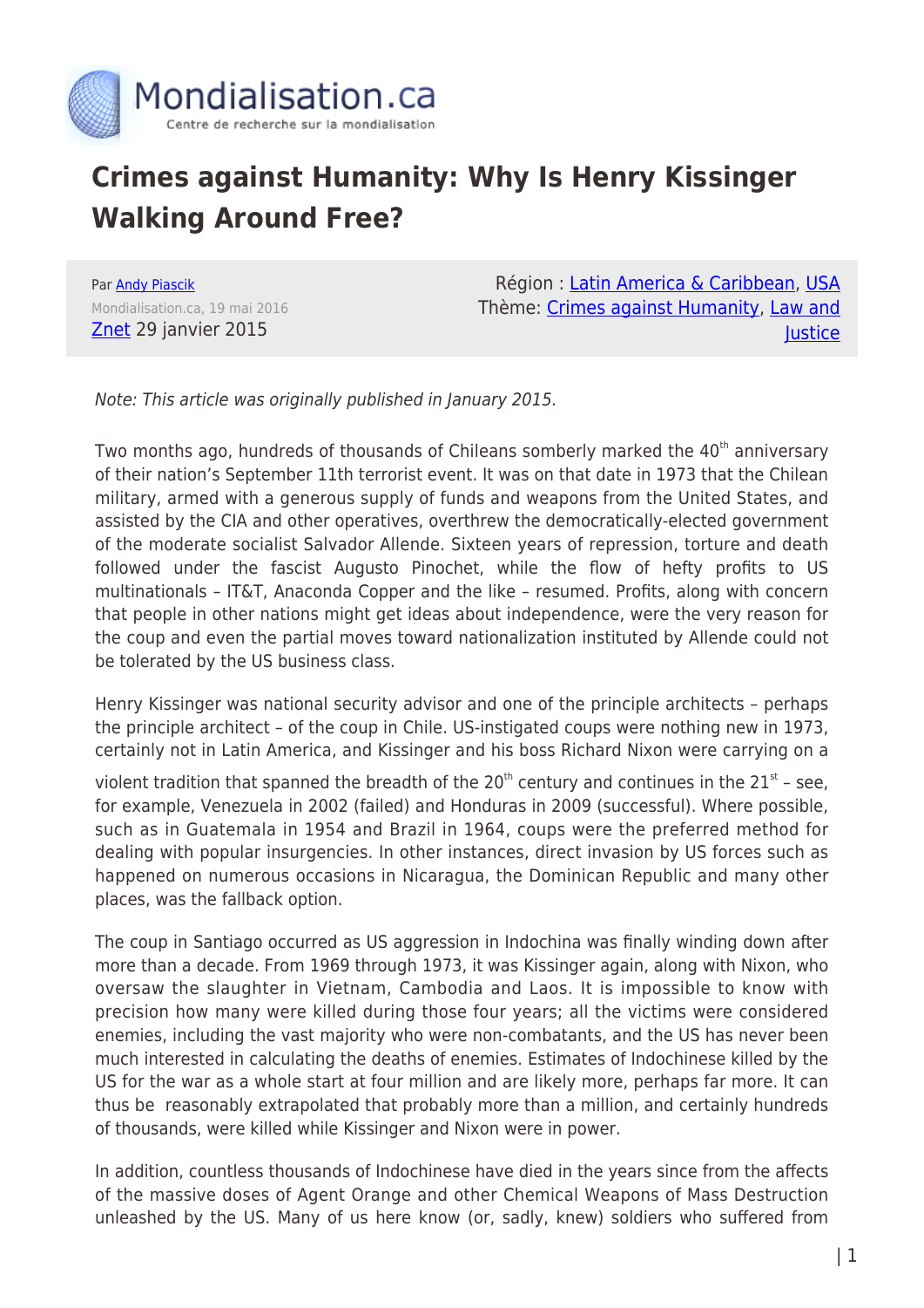Mondialisation.ca

Centre de recherche sur la mondialisation

# Crimes against Humanity: Why Is Henry Kissinger Walking Around Free?

Par Andy Piascik

Mondialisation.ca, 19 mai 2016

Znet 29 janvier 2015

Région : Latin America & Caribbean, USA

Thème: Crimes against Humanity, Law and Justice

*Note: This article was originally published in January 2015.*

Two months ago, hundreds of thousands of Chileans somberly marked the 40th anniversary of their nation's September 11th terrorist event. It was on that date in 1973 that the Chilean military, armed with a generous supply of funds and weapons from the United States, and assisted by the CIA and other operatives, overthrew the democratically-elected government of the moderate socialist Salvador Allende. Sixteen years of repression, torture and death followed under the fascist Augusto Pinochet, while the flow of hefty profits to US multinationals – IT&T, Anaconda Copper and the like – resumed. Profits, along with concern that people in other nations might get ideas about independence, were the very reason for the coup and even the partial moves toward nationalization instituted by Allende could not be tolerated by the US business class.

Henry Kissinger was national security advisor and one of the principle architects – perhaps the principle architect – of the coup in Chile. US-instigated coups were nothing new in 1973, certainly not in Latin America, and Kissinger and his boss Richard Nixon were carrying on a violent tradition that spanned the breadth of the 20th century and continues in the 21st – see, for example, Venezuela in 2002 (failed) and Honduras in 2009 (successful). Where possible, such as in Guatemala in 1954 and Brazil in 1964, coups were the preferred method for dealing with popular insurgencies. In other instances, direct invasion by US forces such as happened on numerous occasions in Nicaragua, the Dominican Republic and many other places, was the fallback option.

The coup in Santiago occurred as US aggression in Indochina was finally winding down after more than a decade. From 1969 through 1973, it was Kissinger again, along with Nixon, who oversaw the slaughter in Vietnam, Cambodia and Laos. It is impossible to know with precision how many were killed during those four years; all the victims were considered enemies, including the vast majority who were non-combatants, and the US has never been much interested in calculating the deaths of enemies. Estimates of Indochinese killed by the US for the war as a whole start at four million and are likely more, perhaps far more. It can thus be reasonably extrapolated that probably more than a million, and certainly hundreds of thousands, were killed while Kissinger and Nixon were in power.

In addition, countless thousands of Indochinese have died in the years since from the affects of the massive doses of Agent Orange and other Chemical Weapons of Mass Destruction unleashed by the US. Many of us here know (or, sadly, knew) soldiers who suffered from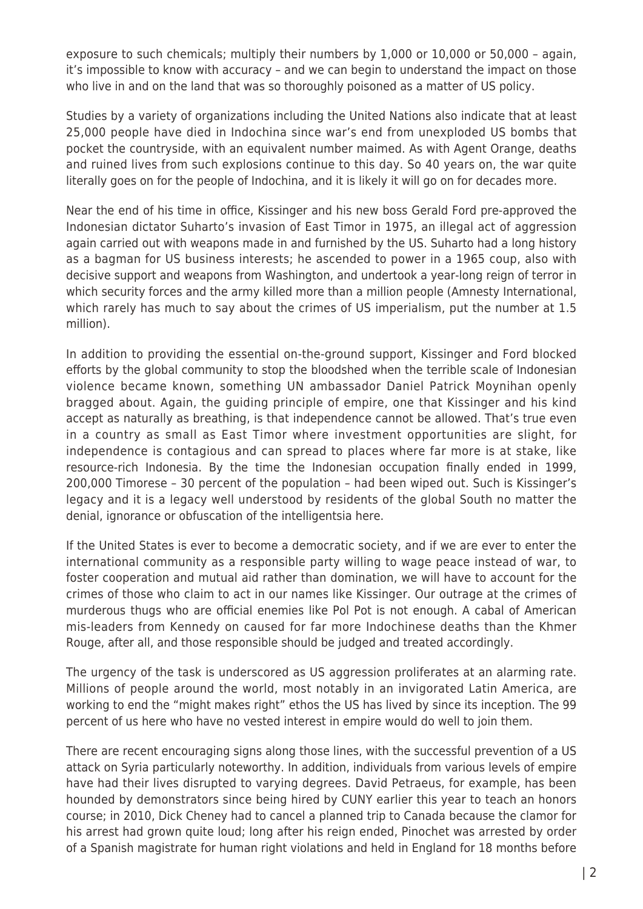exposure to such chemicals; multiply their numbers by 1,000 or 10,000 or 50,000 – again, it's impossible to know with accuracy – and we can begin to understand the impact on those who live in and on the land that was so thoroughly poisoned as a matter of US policy.

Studies by a variety of organizations including the United Nations also indicate that at least 25,000 people have died in Indochina since war's end from unexploded US bombs that pocket the countryside, with an equivalent number maimed. As with Agent Orange, deaths and ruined lives from such explosions continue to this day. So 40 years on, the war quite literally goes on for the people of Indochina, and it is likely it will go on for decades more.

Near the end of his time in office, Kissinger and his new boss Gerald Ford pre-approved the Indonesian dictator Suharto's invasion of East Timor in 1975, an illegal act of aggression again carried out with weapons made in and furnished by the US. Suharto had a long history as a bagman for US business interests; he ascended to power in a 1965 coup, also with decisive support and weapons from Washington, and undertook a year-long reign of terror in which security forces and the army killed more than a million people (Amnesty International, which rarely has much to say about the crimes of US imperialism, put the number at 1.5 million).

In addition to providing the essential on-the-ground support, Kissinger and Ford blocked efforts by the global community to stop the bloodshed when the terrible scale of Indonesian violence became known, something UN ambassador Daniel Patrick Moynihan openly bragged about. Again, the guiding principle of empire, one that Kissinger and his kind accept as naturally as breathing, is that independence cannot be allowed. That's true even in a country as small as East Timor where investment opportunities are slight, for independence is contagious and can spread to places where far more is at stake, like resource-rich Indonesia. By the time the Indonesian occupation finally ended in 1999, 200,000 Timorese – 30 percent of the population – had been wiped out. Such is Kissinger's legacy and it is a legacy well understood by residents of the global South no matter the denial, ignorance or obfuscation of the intelligentsia here.

If the United States is ever to become a democratic society, and if we are ever to enter the international community as a responsible party willing to wage peace instead of war, to foster cooperation and mutual aid rather than domination, we will have to account for the crimes of those who claim to act in our names like Kissinger. Our outrage at the crimes of murderous thugs who are official enemies like Pol Pot is not enough. A cabal of American mis-leaders from Kennedy on caused for far more Indochinese deaths than the Khmer Rouge, after all, and those responsible should be judged and treated accordingly.

The urgency of the task is underscored as US aggression proliferates at an alarming rate. Millions of people around the world, most notably in an invigorated Latin America, are working to end the "might makes right" ethos the US has lived by since its inception. The 99 percent of us here who have no vested interest in empire would do well to join them.

There are recent encouraging signs along those lines, with the successful prevention of a US attack on Syria particularly noteworthy. In addition, individuals from various levels of empire have had their lives disrupted to varying degrees. David Petraeus, for example, has been hounded by demonstrators since being hired by CUNY earlier this year to teach an honors course; in 2010, Dick Cheney had to cancel a planned trip to Canada because the clamor for his arrest had grown quite loud; long after his reign ended, Pinochet was arrested by order of a Spanish magistrate for human right violations and held in England for 18 months before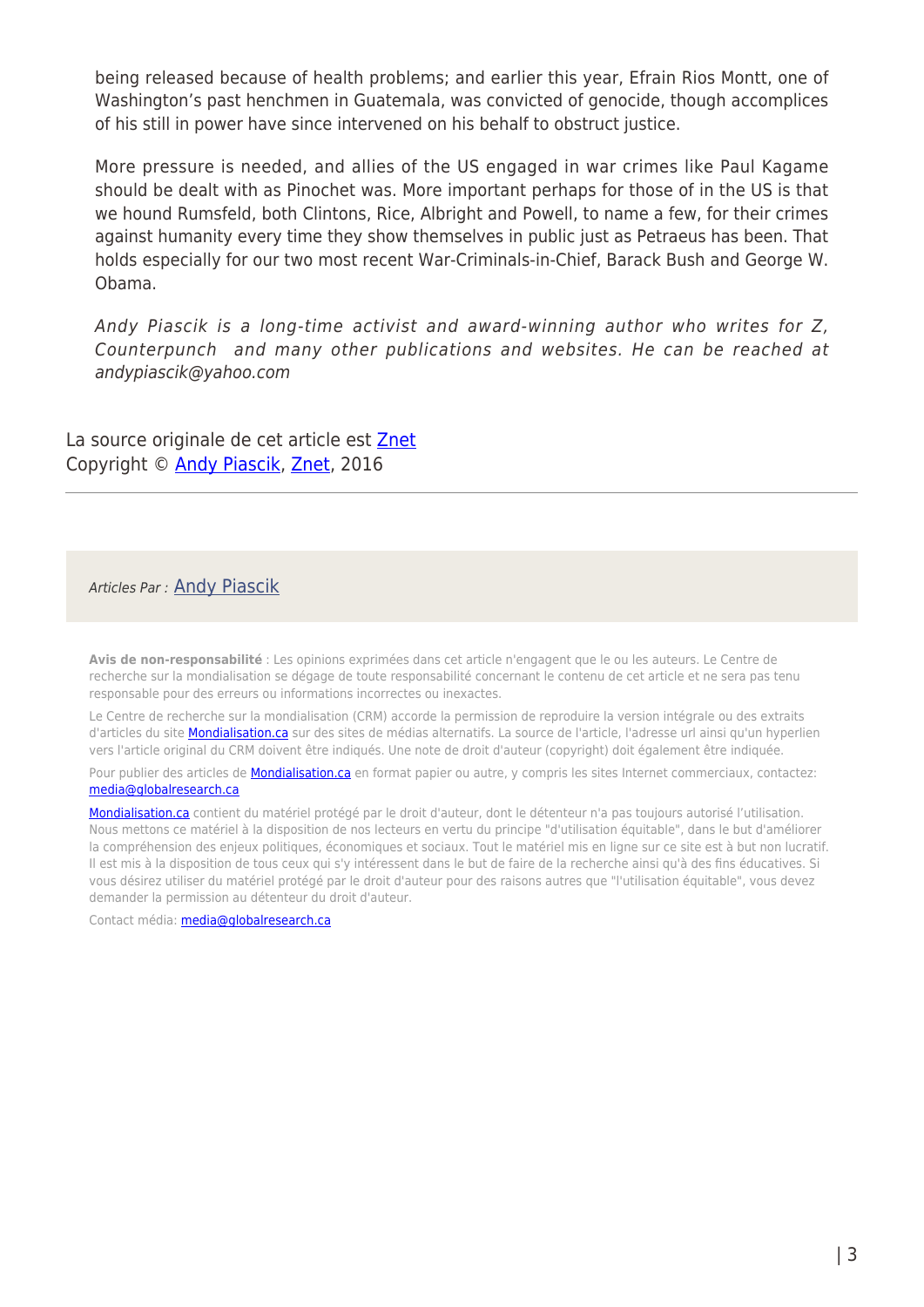being released because of health problems; and earlier this year, Efrain Rios Montt, one of Washington's past henchmen in Guatemala, was convicted of genocide, though accomplices of his still in power have since intervened on his behalf to obstruct justice.

More pressure is needed, and allies of the US engaged in war crimes like Paul Kagame should be dealt with as Pinochet was. More important perhaps for those of in the US is that we hound Rumsfeld, both Clintons, Rice, Albright and Powell, to name a few, for their crimes against humanity every time they show themselves in public just as Petraeus has been. That holds especially for our two most recent War-Criminals-in-Chief, Barack Bush and George W. Obama.

*Andy Piascik is a long-time activist and award-winning author who writes for Z, Counterpunch and many other publications and websites. He can be reached at andypiascik@yahoo.com*

La source originale de cet article est Znet
Copyright © Andy Piascik, Znet, 2016

---

*Articles Par :* Andy Piascik

**Avis de non-responsabilité** : Les opinions exprimées dans cet article n'engagent que le ou les auteurs. Le Centre de recherche sur la mondialisation se dégage de toute responsabilité concernant le contenu de cet article et ne sera pas tenu responsable pour des erreurs ou informations incorrectes ou inexactes.

Le Centre de recherche sur la mondialisation (CRM) accorde la permission de reproduire la version intégrale ou des extraits d'articles du site Mondialisation.ca sur des sites de médias alternatifs. La source de l'article, l'adresse url ainsi qu'un hyperlien vers l'article original du CRM doivent être indiqués. Une note de droit d'auteur (copyright) doit également être indiquée.

Pour publier des articles de Mondialisation.ca en format papier ou autre, y compris les sites Internet commerciaux, contactez: media@globalresearch.ca

Mondialisation.ca contient du matériel protégé par le droit d'auteur, dont le détenteur n'a pas toujours autorisé l'utilisation. Nous mettons ce matériel à la disposition de nos lecteurs en vertu du principe "d'utilisation équitable", dans le but d'améliorer la compréhension des enjeux politiques, économiques et sociaux. Tout le matériel mis en ligne sur ce site est à but non lucratif. Il est mis à la disposition de tous ceux qui s'y intéressent dans le but de faire de la recherche ainsi qu'à des fins éducatives. Si vous désirez utiliser du matériel protégé par le droit d'auteur pour des raisons autres que "l'utilisation équitable", vous devez demander la permission au détenteur du droit d'auteur.

Contact média: media@globalresearch.ca